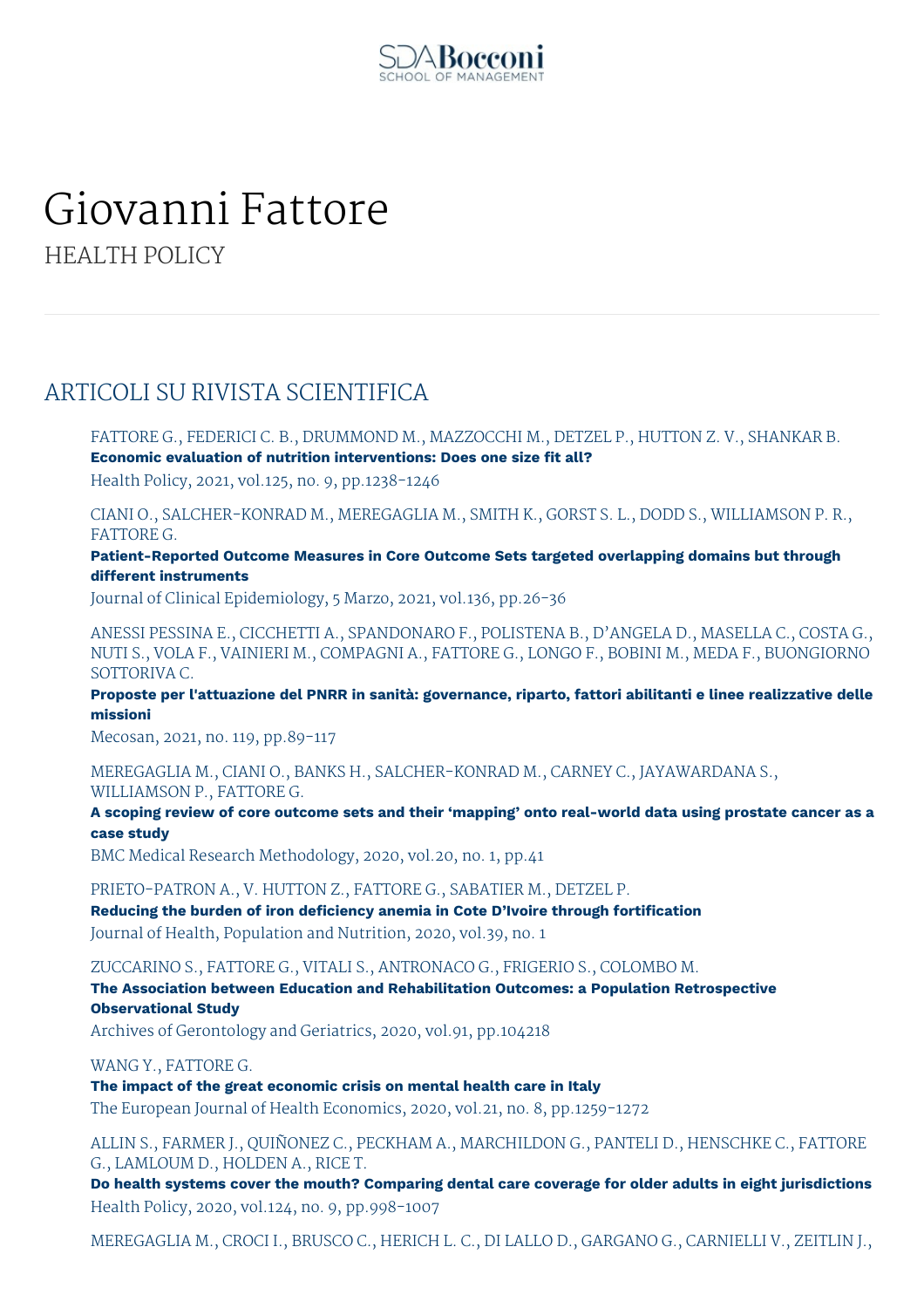# Giovanni Fattore

HEALTH POLICY

## ARTICOLI SU RIVISTA SCIENTIFICA

FATTORE G., FEDERICI C. B., DRUMMOND M., MAZZOCCHI M., DETZEL P., HUTTON Z. V., SHANKAR B.
**Economic evaluation of nutrition interventions: Does one size fit all?**
Health Policy, 2021, vol.125, no. 9, pp.1238-1246

CIANI O., SALCHER-KONRAD M., MEREGAGLIA M., SMITH K., GORST S. L., DODD S., WILLIAMSON P. R., FATTORE G.
**Patient-Reported Outcome Measures in Core Outcome Sets targeted overlapping domains but through different instruments**
Journal of Clinical Epidemiology, 5 Marzo, 2021, vol.136, pp.26-36

ANESSI PESSINA E., CICCHETTI A., SPANDONARO F., POLISTENA B., D'ANGELA D., MASELLA C., COSTA G., NUTI S., VOLA F., VAINIERI M., COMPAGNI A., FATTORE G., LONGO F., BOBINI M., MEDA F., BUONGIORNO SOTTORIVA C.
**Proposte per l'attuazione del PNRR in sanità: governance, riparto, fattori abilitanti e linee realizzative delle missioni**
Mecosan, 2021, no. 119, pp.89-117

MEREGAGLIA M., CIANI O., BANKS H., SALCHER-KONRAD M., CARNEY C., JAYAWARDANA S., WILLIAMSON P., FATTORE G.
**A scoping review of core outcome sets and their 'mapping' onto real-world data using prostate cancer as a case study**
BMC Medical Research Methodology, 2020, vol.20, no. 1, pp.41

PRIETO-PATRON A., V. HUTTON Z., FATTORE G., SABATIER M., DETZEL P.
**Reducing the burden of iron deficiency anemia in Cote D'Ivoire through fortification**
Journal of Health, Population and Nutrition, 2020, vol.39, no. 1

ZUCCARINO S., FATTORE G., VITALI S., ANTRONACO G., FRIGERIO S., COLOMBO M.
**The Association between Education and Rehabilitation Outcomes: a Population Retrospective Observational Study**
Archives of Gerontology and Geriatrics, 2020, vol.91, pp.104218

WANG Y., FATTORE G.
**The impact of the great economic crisis on mental health care in Italy**
The European Journal of Health Economics, 2020, vol.21, no. 8, pp.1259-1272

ALLIN S., FARMER J., QUIÑONEZ C., PECKHAM A., MARCHILDON G., PANTELI D., HENSCHKE C., FATTORE G., LAMLOUM D., HOLDEN A., RICE T.
**Do health systems cover the mouth? Comparing dental care coverage for older adults in eight jurisdictions**
Health Policy, 2020, vol.124, no. 9, pp.998-1007

MEREGAGLIA M., CROCI I., BRUSCO C., HERICH L. C., DI LALLO D., GARGANO G., CARNIELLI V., ZEITLIN J.,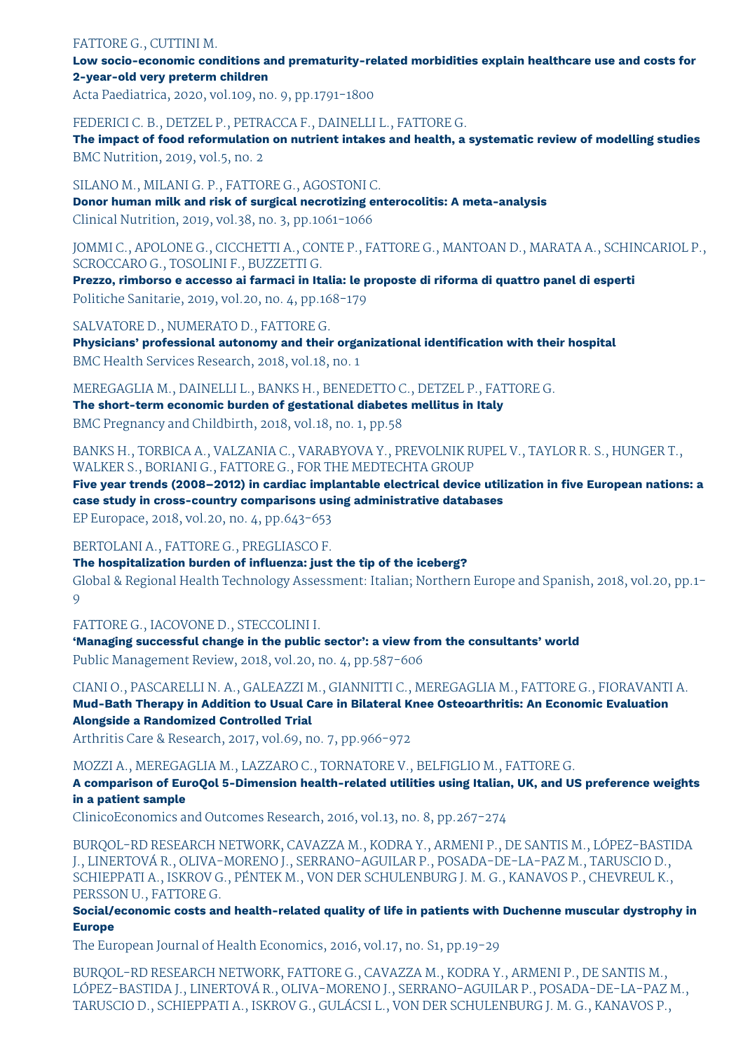FATTORE G., CUTTINI M.

**Low socio-economic conditions and prematurity-related morbidities explain healthcare use and costs for 2-year-old very preterm children**

Acta Paediatrica, 2020, vol.109, no. 9, pp.1791-1800

FEDERICI C. B., DETZEL P., PETRACCA F., DAINELLI L., FATTORE G.

**The impact of food reformulation on nutrient intakes and health, a systematic review of modelling studies**

BMC Nutrition, 2019, vol.5, no. 2

SILANO M., MILANI G. P., FATTORE G., AGOSTONI C.

**Donor human milk and risk of surgical necrotizing enterocolitis: A meta-analysis**

Clinical Nutrition, 2019, vol.38, no. 3, pp.1061-1066

JOMMI C., APOLONE G., CICCHETTI A., CONTE P., FATTORE G., MANTOAN D., MARATA A., SCHINCARIOL P., SCROCCARO G., TOSOLINI F., BUZZETTI G.

**Prezzo, rimborso e accesso ai farmaci in Italia: le proposte di riforma di quattro panel di esperti**

Politiche Sanitarie, 2019, vol.20, no. 4, pp.168-179

SALVATORE D., NUMERATO D., FATTORE G.

**Physicians' professional autonomy and their organizational identification with their hospital**

BMC Health Services Research, 2018, vol.18, no. 1

MEREGAGLIA M., DAINELLI L., BANKS H., BENEDETTO C., DETZEL P., FATTORE G.

**The short-term economic burden of gestational diabetes mellitus in Italy**

BMC Pregnancy and Childbirth, 2018, vol.18, no. 1, pp.58

BANKS H., TORBICA A., VALZANIA C., VARABYOVA Y., PREVOLNIK RUPEL V., TAYLOR R. S., HUNGER T., WALKER S., BORIANI G., FATTORE G., FOR THE MEDTECHTA GROUP

**Five year trends (2008–2012) in cardiac implantable electrical device utilization in five European nations: a case study in cross-country comparisons using administrative databases**

EP Europace, 2018, vol.20, no. 4, pp.643-653

BERTOLANI A., FATTORE G., PREGLIASCO F.

**The hospitalization burden of influenza: just the tip of the iceberg?**

Global & Regional Health Technology Assessment: Italian; Northern Europe and Spanish, 2018, vol.20, pp.1-9

FATTORE G., IACOVONE D., STECCOLINI I.

**'Managing successful change in the public sector': a view from the consultants' world**

Public Management Review, 2018, vol.20, no. 4, pp.587-606

CIANI O., PASCARELLI N. A., GALEAZZI M., GIANNITTI C., MEREGAGLIA M., FATTORE G., FIORAVANTI A.

**Mud-Bath Therapy in Addition to Usual Care in Bilateral Knee Osteoarthritis: An Economic Evaluation Alongside a Randomized Controlled Trial**

Arthritis Care & Research, 2017, vol.69, no. 7, pp.966-972

MOZZI A., MEREGAGLIA M., LAZZARO C., TORNATORE V., BELFIGLIO M., FATTORE G.

**A comparison of EuroQol 5-Dimension health-related utilities using Italian, UK, and US preference weights in a patient sample**

ClinicoEconomics and Outcomes Research, 2016, vol.13, no. 8, pp.267-274

BURQOL-RD RESEARCH NETWORK, CAVAZZA M., KODRA Y., ARMENI P., DE SANTIS M., LÓPEZ-BASTIDA J., LINERTOVÁ R., OLIVA-MORENO J., SERRANO-AGUILAR P., POSADA-DE-LA-PAZ M., TARUSCIO D., SCHIEPPATI A., ISKROV G., PÉNTEK M., VON DER SCHULENBURG J. M. G., KANAVOS P., CHEVREUL K., PERSSON U., FATTORE G.

**Social/economic costs and health-related quality of life in patients with Duchenne muscular dystrophy in Europe**

The European Journal of Health Economics, 2016, vol.17, no. S1, pp.19-29

BURQOL-RD RESEARCH NETWORK, FATTORE G., CAVAZZA M., KODRA Y., ARMENI P., DE SANTIS M., LÓPEZ-BASTIDA J., LINERTOVÁ R., OLIVA-MORENO J., SERRANO-AGUILAR P., POSADA-DE-LA-PAZ M., TARUSCIO D., SCHIEPPATI A., ISKROV G., GULÁCSI L., VON DER SCHULENBURG J. M. G., KANAVOS P.,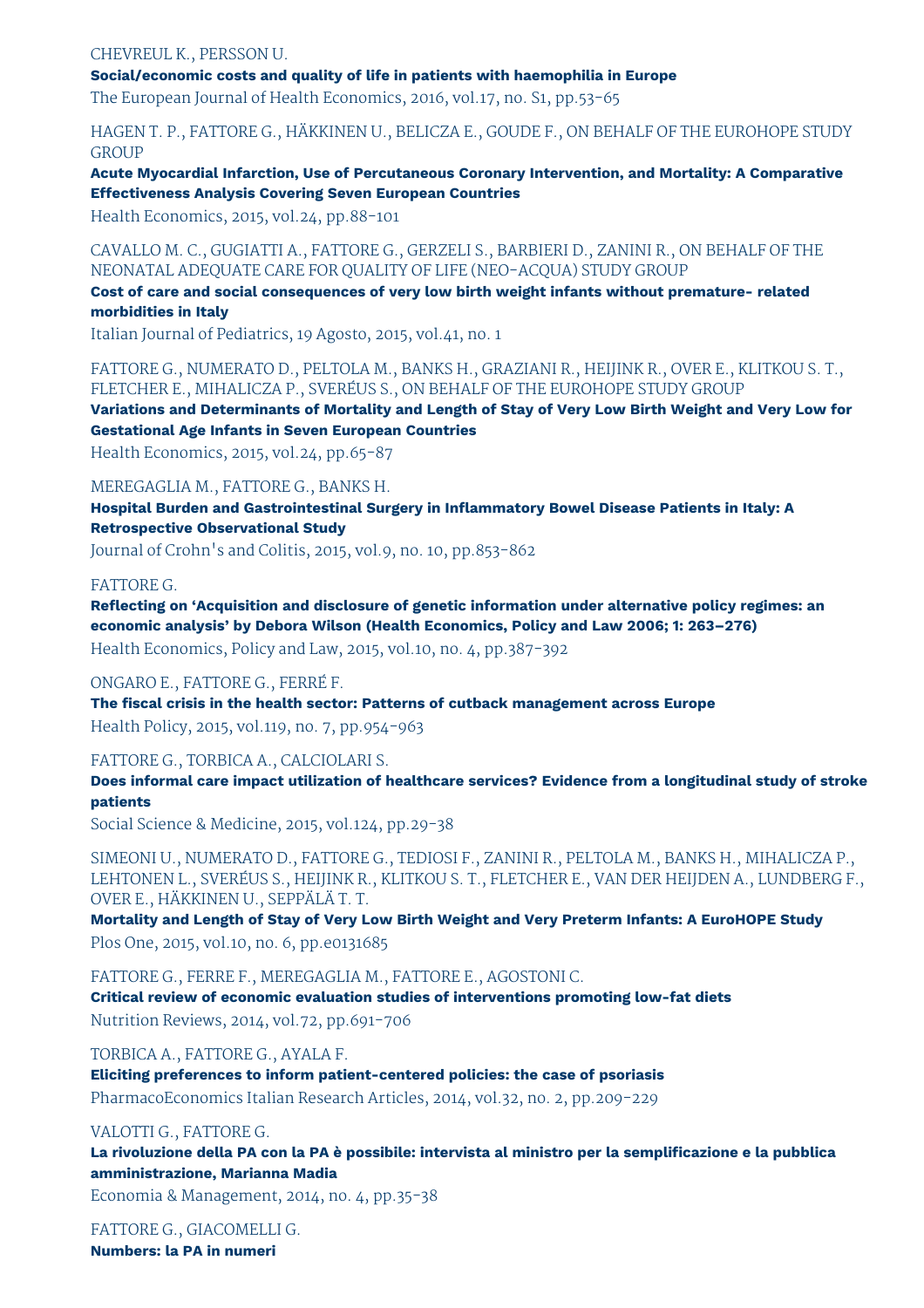CHEVREUL K., PERSSON U.

**Social/economic costs and quality of life in patients with haemophilia in Europe**

The European Journal of Health Economics, 2016, vol.17, no. S1, pp.53-65

HAGEN T. P., FATTORE G., HÄKKINEN U., BELICZA E., GOUDE F., ON BEHALF OF THE EUROHOPE STUDY GROUP

**Acute Myocardial Infarction, Use of Percutaneous Coronary Intervention, and Mortality: A Comparative Effectiveness Analysis Covering Seven European Countries**

Health Economics, 2015, vol.24, pp.88-101

CAVALLO M. C., GUGIATTI A., FATTORE G., GERZELI S., BARBIERI D., ZANINI R., ON BEHALF OF THE NEONATAL ADEQUATE CARE FOR QUALITY OF LIFE (NEO-ACQUA) STUDY GROUP

**Cost of care and social consequences of very low birth weight infants without premature- related morbidities in Italy**

Italian Journal of Pediatrics, 19 Agosto, 2015, vol.41, no. 1

FATTORE G., NUMERATO D., PELTOLA M., BANKS H., GRAZIANI R., HEIJINK R., OVER E., KLITKOU S. T., FLETCHER E., MIHALICZA P., SVERÉUS S., ON BEHALF OF THE EUROHOPE STUDY GROUP

**Variations and Determinants of Mortality and Length of Stay of Very Low Birth Weight and Very Low for Gestational Age Infants in Seven European Countries**

Health Economics, 2015, vol.24, pp.65-87

MEREGAGLIA M., FATTORE G., BANKS H.

**Hospital Burden and Gastrointestinal Surgery in Inflammatory Bowel Disease Patients in Italy: A Retrospective Observational Study**

Journal of Crohn's and Colitis, 2015, vol.9, no. 10, pp.853-862

FATTORE G.

**Reflecting on 'Acquisition and disclosure of genetic information under alternative policy regimes: an economic analysis' by Debora Wilson (Health Economics, Policy and Law 2006; 1: 263–276)**

Health Economics, Policy and Law, 2015, vol.10, no. 4, pp.387-392

ONGARO E., FATTORE G., FERRÉ F.

**The fiscal crisis in the health sector: Patterns of cutback management across Europe**

Health Policy, 2015, vol.119, no. 7, pp.954-963

FATTORE G., TORBICA A., CALCIOLARI S.

**Does informal care impact utilization of healthcare services? Evidence from a longitudinal study of stroke patients**

Social Science & Medicine, 2015, vol.124, pp.29-38

SIMEONI U., NUMERATO D., FATTORE G., TEDIOSI F., ZANINI R., PELTOLA M., BANKS H., MIHALICZA P., LEHTONEN L., SVERÉUS S., HEIJINK R., KLITKOU S. T., FLETCHER E., VAN DER HEIJDEN A., LUNDBERG F., OVER E., HÄKKINEN U., SEPPÄLÄ T. T.

**Mortality and Length of Stay of Very Low Birth Weight and Very Preterm Infants: A EuroHOPE Study**

Plos One, 2015, vol.10, no. 6, pp.e0131685

FATTORE G., FERRE F., MEREGAGLIA M., FATTORE E., AGOSTONI C.

**Critical review of economic evaluation studies of interventions promoting low-fat diets**

Nutrition Reviews, 2014, vol.72, pp.691-706

TORBICA A., FATTORE G., AYALA F.

**Eliciting preferences to inform patient-centered policies: the case of psoriasis**

PharmacoEconomics Italian Research Articles, 2014, vol.32, no. 2, pp.209-229

VALOTTI G., FATTORE G.

**La rivoluzione della PA con la PA è possibile: intervista al ministro per la semplificazione e la pubblica amministrazione, Marianna Madia**

Economia & Management, 2014, no. 4, pp.35-38

FATTORE G., GIACOMELLI G.

**Numbers: la PA in numeri**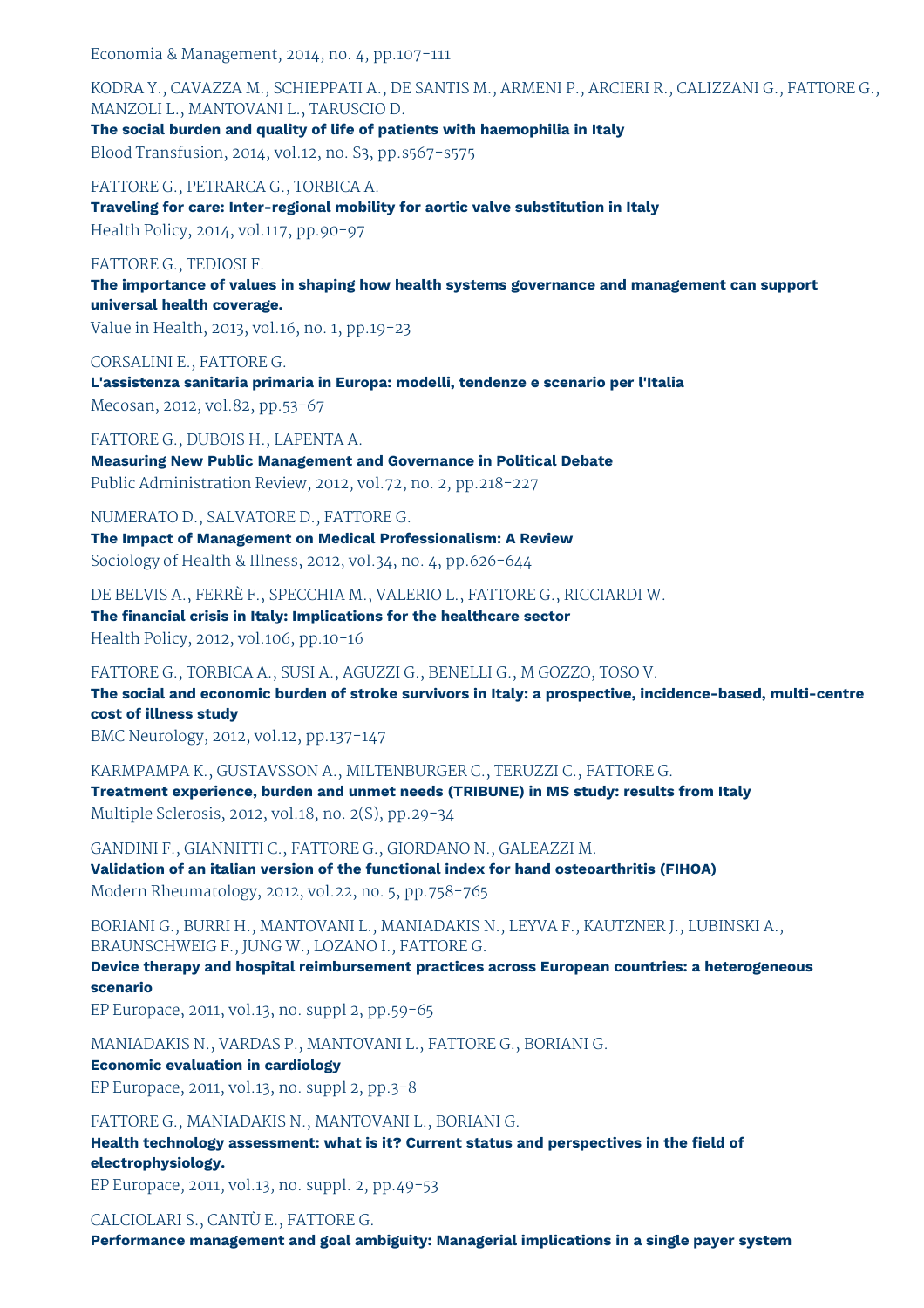Economia & Management, 2014, no. 4, pp.107-111

KODRA Y., CAVAZZA M., SCHIEPPATI A., DE SANTIS M., ARMENI P., ARCIERI R., CALIZZANI G., FATTORE G., MANZOLI L., MANTOVANI L., TARUSCIO D.
**The social burden and quality of life of patients with haemophilia in Italy**
Blood Transfusion, 2014, vol.12, no. S3, pp.s567-s575

FATTORE G., PETRARCA G., TORBICA A.
**Traveling for care: Inter-regional mobility for aortic valve substitution in Italy**
Health Policy, 2014, vol.117, pp.90-97

FATTORE G., TEDIOSI F.
**The importance of values in shaping how health systems governance and management can support universal health coverage.**
Value in Health, 2013, vol.16, no. 1, pp.19-23

CORSALINI E., FATTORE G.
**L'assistenza sanitaria primaria in Europa: modelli, tendenze e scenario per l'Italia**
Mecosan, 2012, vol.82, pp.53-67

FATTORE G., DUBOIS H., LAPENTA A.
**Measuring New Public Management and Governance in Political Debate**
Public Administration Review, 2012, vol.72, no. 2, pp.218-227

NUMERATO D., SALVATORE D., FATTORE G.
**The Impact of Management on Medical Professionalism: A Review**
Sociology of Health & Illness, 2012, vol.34, no. 4, pp.626-644

DE BELVIS A., FERRÈ F., SPECCHIA M., VALERIO L., FATTORE G., RICCIARDI W.
**The financial crisis in Italy: Implications for the healthcare sector**
Health Policy, 2012, vol.106, pp.10-16

FATTORE G., TORBICA A., SUSI A., AGUZZI G., BENELLI G., M GOZZO, TOSO V.
**The social and economic burden of stroke survivors in Italy: a prospective, incidence-based, multi-centre cost of illness study**
BMC Neurology, 2012, vol.12, pp.137-147

KARMPAMPA K., GUSTAVSSON A., MILTENBURGER C., TERUZZI C., FATTORE G.
**Treatment experience, burden and unmet needs (TRIBUNE) in MS study: results from Italy**
Multiple Sclerosis, 2012, vol.18, no. 2(S), pp.29-34

GANDINI F., GIANNITTI C., FATTORE G., GIORDANO N., GALEAZZI M.
**Validation of an italian version of the functional index for hand osteoarthritis (FIHOA)**
Modern Rheumatology, 2012, vol.22, no. 5, pp.758-765

BORIANI G., BURRI H., MANTOVANI L., MANIADAKIS N., LEYVA F., KAUTZNER J., LUBINSKI A., BRAUNSCHWEIG F., JUNG W., LOZANO I., FATTORE G.
**Device therapy and hospital reimbursement practices across European countries: a heterogeneous scenario**
EP Europace, 2011, vol.13, no. suppl 2, pp.59-65

MANIADAKIS N., VARDAS P., MANTOVANI L., FATTORE G., BORIANI G.
**Economic evaluation in cardiology**
EP Europace, 2011, vol.13, no. suppl 2, pp.3-8

FATTORE G., MANIADAKIS N., MANTOVANI L., BORIANI G.
**Health technology assessment: what is it? Current status and perspectives in the field of electrophysiology.**
EP Europace, 2011, vol.13, no. suppl. 2, pp.49-53

CALCIOLARI S., CANTÙ E., FATTORE G.
**Performance management and goal ambiguity: Managerial implications in a single payer system**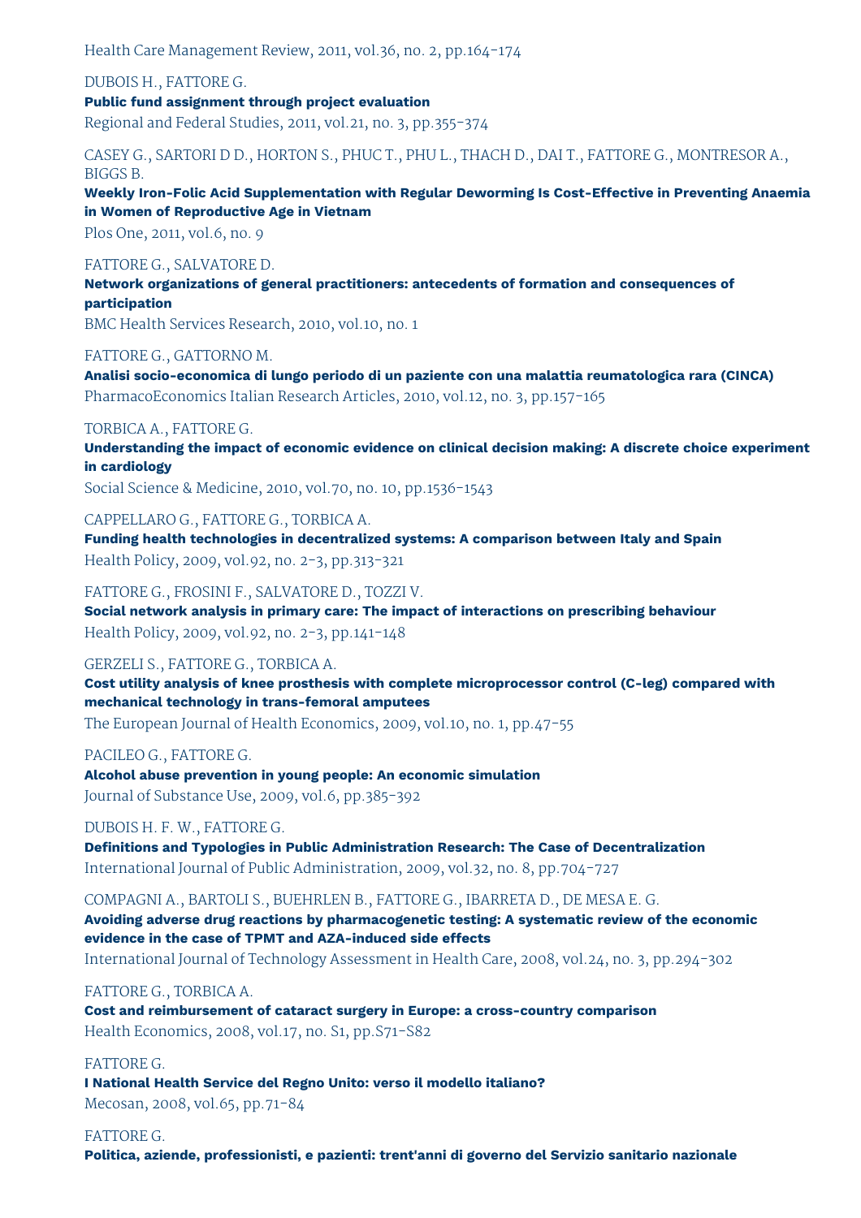Health Care Management Review, 2011, vol.36, no. 2, pp.164-174

DUBOIS H., FATTORE G.

**Public fund assignment through project evaluation**

Regional and Federal Studies, 2011, vol.21, no. 3, pp.355-374

CASEY G., SARTORI D D., HORTON S., PHUC T., PHU L., THACH D., DAI T., FATTORE G., MONTRESOR A., BIGGS B.

**Weekly Iron-Folic Acid Supplementation with Regular Deworming Is Cost-Effective in Preventing Anaemia in Women of Reproductive Age in Vietnam**

Plos One, 2011, vol.6, no. 9

FATTORE G., SALVATORE D.

**Network organizations of general practitioners: antecedents of formation and consequences of participation**

BMC Health Services Research, 2010, vol.10, no. 1

FATTORE G., GATTORNO M.

**Analisi socio-economica di lungo periodo di un paziente con una malattia reumatologica rara (CINCA)**

PharmacoEconomics Italian Research Articles, 2010, vol.12, no. 3, pp.157-165

TORBICA A., FATTORE G.

**Understanding the impact of economic evidence on clinical decision making: A discrete choice experiment in cardiology**

Social Science & Medicine, 2010, vol.70, no. 10, pp.1536-1543

CAPPELLARO G., FATTORE G., TORBICA A.

**Funding health technologies in decentralized systems: A comparison between Italy and Spain**

Health Policy, 2009, vol.92, no. 2-3, pp.313-321

FATTORE G., FROSINI F., SALVATORE D., TOZZI V.

**Social network analysis in primary care: The impact of interactions on prescribing behaviour**

Health Policy, 2009, vol.92, no. 2-3, pp.141-148

GERZELI S., FATTORE G., TORBICA A.

**Cost utility analysis of knee prosthesis with complete microprocessor control (C-leg) compared with mechanical technology in trans-femoral amputees**

The European Journal of Health Economics, 2009, vol.10, no. 1, pp.47-55

PACILEO G., FATTORE G.

**Alcohol abuse prevention in young people: An economic simulation**

Journal of Substance Use, 2009, vol.6, pp.385-392

DUBOIS H. F. W., FATTORE G.

**Definitions and Typologies in Public Administration Research: The Case of Decentralization**

International Journal of Public Administration, 2009, vol.32, no. 8, pp.704-727

COMPAGNI A., BARTOLI S., BUEHRLEN B., FATTORE G., IBARRETA D., DE MESA E. G.

**Avoiding adverse drug reactions by pharmacogenetic testing: A systematic review of the economic evidence in the case of TPMT and AZA-induced side effects**

International Journal of Technology Assessment in Health Care, 2008, vol.24, no. 3, pp.294-302

FATTORE G., TORBICA A.

**Cost and reimbursement of cataract surgery in Europe: a cross-country comparison**

Health Economics, 2008, vol.17, no. S1, pp.S71-S82

FATTORE G.

**I National Health Service del Regno Unito: verso il modello italiano?**

Mecosan, 2008, vol.65, pp.71-84

FATTORE G.

**Politica, aziende, professionisti, e pazienti: trent'anni di governo del Servizio sanitario nazionale**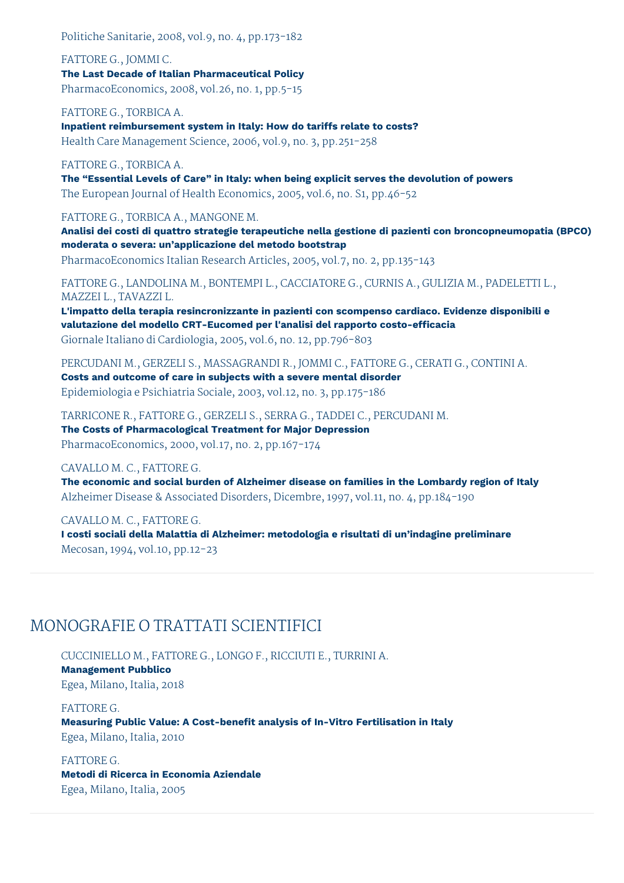Politiche Sanitarie, 2008, vol.9, no. 4, pp.173-182

FATTORE G., JOMMI C.
**The Last Decade of Italian Pharmaceutical Policy**
PharmacoEconomics, 2008, vol.26, no. 1, pp.5-15

FATTORE G., TORBICA A.
**Inpatient reimbursement system in Italy: How do tariffs relate to costs?**
Health Care Management Science, 2006, vol.9, no. 3, pp.251-258

FATTORE G., TORBICA A.
**The “Essential Levels of Care” in Italy: when being explicit serves the devolution of powers**
The European Journal of Health Economics, 2005, vol.6, no. S1, pp.46-52

FATTORE G., TORBICA A., MANGONE M.
**Analisi dei costi di quattro strategie terapeutiche nella gestione di pazienti con broncopneumopatia (BPCO) moderata o severa: un’applicazione del metodo bootstrap**
PharmacoEconomics Italian Research Articles, 2005, vol.7, no. 2, pp.135-143

FATTORE G., LANDOLINA M., BONTEMPI L., CACCIATORE G., CURNIS A., GULIZIA M., PADELETTI L., MAZZEI L., TAVAZZI L.
**L'impatto della terapia resincronizzante in pazienti con scompenso cardiaco. Evidenze disponibili e valutazione del modello CRT-Eucomed per l'analisi del rapporto costo-efficacia**
Giornale Italiano di Cardiologia, 2005, vol.6, no. 12, pp.796-803

PERCUDANI M., GERZELI S., MASSAGRANDI R., JOMMI C., FATTORE G., CERATI G., CONTINI A.
**Costs and outcome of care in subjects with a severe mental disorder**
Epidemiologia e Psichiatria Sociale, 2003, vol.12, no. 3, pp.175-186

TARRICONE R., FATTORE G., GERZELI S., SERRA G., TADDEI C., PERCUDANI M.
**The Costs of Pharmacological Treatment for Major Depression**
PharmacoEconomics, 2000, vol.17, no. 2, pp.167-174

CAVALLO M. C., FATTORE G.
**The economic and social burden of Alzheimer disease on families in the Lombardy region of Italy**
Alzheimer Disease & Associated Disorders, Dicembre, 1997, vol.11, no. 4, pp.184-190

CAVALLO M. C., FATTORE G.
**I costi sociali della Malattia di Alzheimer: metodologia e risultati di un’indagine preliminare**
Mecosan, 1994, vol.10, pp.12-23

## MONOGRAFIE O TRATTATI SCIENTIFICI

CUCCINIELLO M., FATTORE G., LONGO F., RICCIUTI E., TURRINI A.
**Management Pubblico**
Egea, Milano, Italia, 2018

FATTORE G.
**Measuring Public Value: A Cost-benefit analysis of In-Vitro Fertilisation in Italy**
Egea, Milano, Italia, 2010

FATTORE G.
**Metodi di Ricerca in Economia Aziendale**
Egea, Milano, Italia, 2005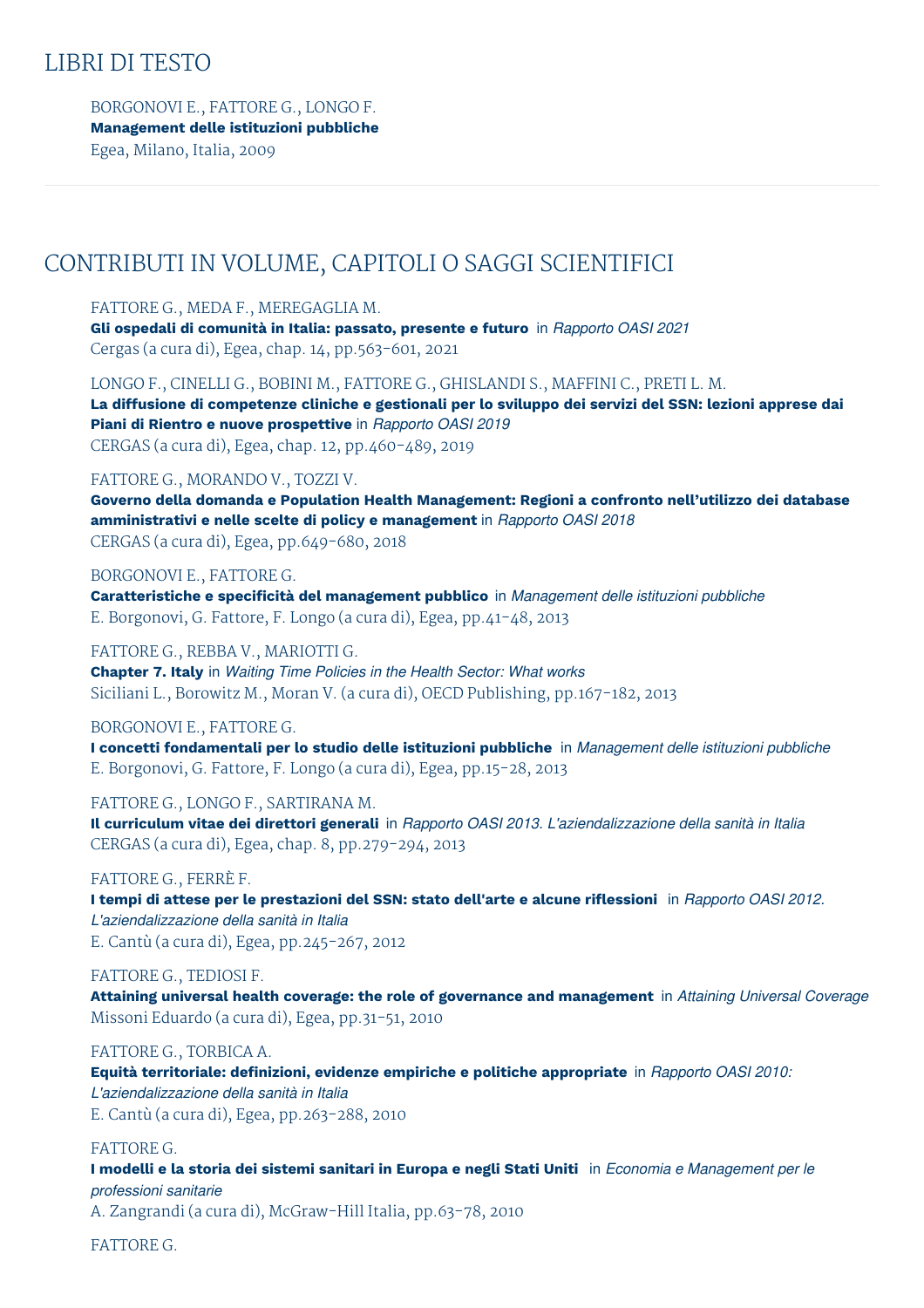## LIBRI DI TESTO

BORGONOVI E., FATTORE G., LONGO F.
**Management delle istituzioni pubbliche**
Egea, Milano, Italia, 2009

---

## CONTRIBUTI IN VOLUME, CAPITOLI O SAGGI SCIENTIFICI

FATTORE G., MEDA F., MEREGAGLIA M.
**Gli ospedali di comunità in Italia: passato, presente e futuro** in *Rapporto OASI 2021*
Cergas (a cura di), Egea, chap. 14, pp.563-601, 2021

LONGO F., CINELLI G., BOBINI M., FATTORE G., GHISLANDI S., MAFFINI C., PRETI L. M.
**La diffusione di competenze cliniche e gestionali per lo sviluppo dei servizi del SSN: lezioni apprese dai Piani di Rientro e nuove prospettive** in *Rapporto OASI 2019*
CERGAS (a cura di), Egea, chap. 12, pp.460-489, 2019

FATTORE G., MORANDO V., TOZZI V.
**Governo della domanda e Population Health Management: Regioni a confronto nell'utilizzo dei database amministrativi e nelle scelte di policy e management** in *Rapporto OASI 2018*
CERGAS (a cura di), Egea, pp.649-680, 2018

BORGONOVI E., FATTORE G.
**Caratteristiche e specificità del management pubblico** in *Management delle istituzioni pubbliche*
E. Borgonovi, G. Fattore, F. Longo (a cura di), Egea, pp.41-48, 2013

FATTORE G., REBBA V., MARIOTTI G.
**Chapter 7. Italy** in *Waiting Time Policies in the Health Sector: What works*
Siciliani L., Borowitz M., Moran V. (a cura di), OECD Publishing, pp.167-182, 2013

BORGONOVI E., FATTORE G.
**I concetti fondamentali per lo studio delle istituzioni pubbliche** in *Management delle istituzioni pubbliche*
E. Borgonovi, G. Fattore, F. Longo (a cura di), Egea, pp.15-28, 2013

FATTORE G., LONGO F., SARTIRANA M.
**Il curriculum vitae dei direttori generali** in *Rapporto OASI 2013. L'aziendalizzazione della sanità in Italia*
CERGAS (a cura di), Egea, chap. 8, pp.279-294, 2013

FATTORE G., FERRÈ F.
**I tempi di attese per le prestazioni del SSN: stato dell'arte e alcune riflessioni** in *Rapporto OASI 2012. L'aziendalizzazione della sanità in Italia*
E. Cantù (a cura di), Egea, pp.245-267, 2012

FATTORE G., TEDIOSI F.
**Attaining universal health coverage: the role of governance and management** in *Attaining Universal Coverage*
Missoni Eduardo (a cura di), Egea, pp.31-51, 2010

FATTORE G., TORBICA A.
**Equità territoriale: definizioni, evidenze empiriche e politiche appropriate** in *Rapporto OASI 2010: L'aziendalizzazione della sanità in Italia*
E. Cantù (a cura di), Egea, pp.263-288, 2010

FATTORE G.
**I modelli e la storia dei sistemi sanitari in Europa e negli Stati Uniti** in *Economia e Management per le professioni sanitarie*
A. Zangrandi (a cura di), McGraw-Hill Italia, pp.63-78, 2010

FATTORE G.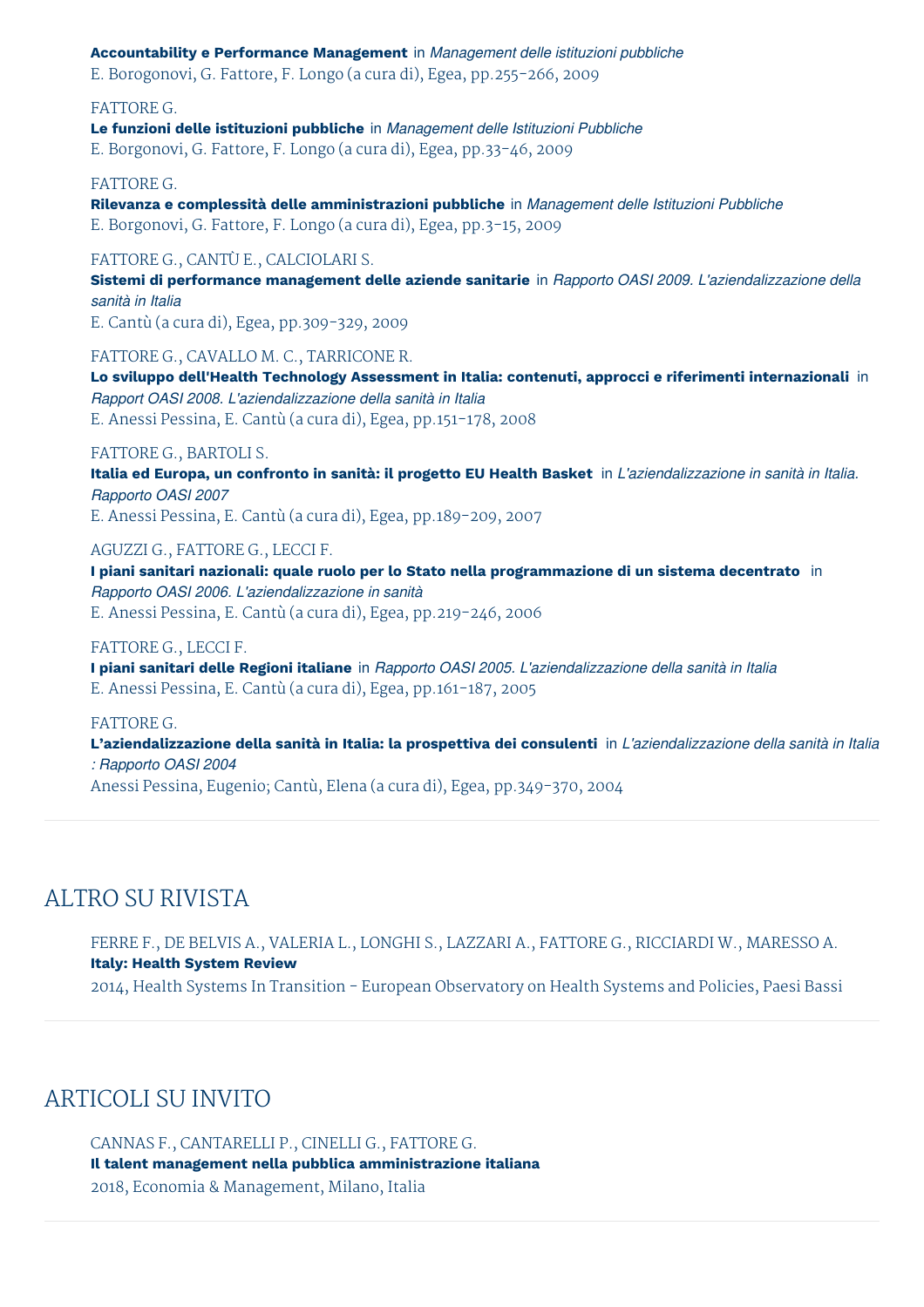**Accountability e Performance Management** in *Management delle istituzioni pubbliche*
E. Borogonovi, G. Fattore, F. Longo (a cura di), Egea, pp.255-266, 2009

FATTORE G.
**Le funzioni delle istituzioni pubbliche** in *Management delle Istituzioni Pubbliche*
E. Borgonovi, G. Fattore, F. Longo (a cura di), Egea, pp.33-46, 2009

FATTORE G.
**Rilevanza e complessità delle amministrazioni pubbliche** in *Management delle Istituzioni Pubbliche*
E. Borgonovi, G. Fattore, F. Longo (a cura di), Egea, pp.3-15, 2009

FATTORE G., CANTÙ E., CALCIOLARI S.
**Sistemi di performance management delle aziende sanitarie** in *Rapporto OASI 2009. L'aziendalizzazione della sanità in Italia*
E. Cantù (a cura di), Egea, pp.309-329, 2009

FATTORE G., CAVALLO M. C., TARRICONE R.
**Lo sviluppo dell'Health Technology Assessment in Italia: contenuti, approcci e riferimenti internazionali** in *Rapport OASI 2008. L'aziendalizzazione della sanità in Italia*
E. Anessi Pessina, E. Cantù (a cura di), Egea, pp.151-178, 2008

FATTORE G., BARTOLI S.
**Italia ed Europa, un confronto in sanità: il progetto EU Health Basket** in *L'aziendalizzazione in sanità in Italia. Rapporto OASI 2007*
E. Anessi Pessina, E. Cantù (a cura di), Egea, pp.189-209, 2007

AGUZZI G., FATTORE G., LECCI F.
**I piani sanitari nazionali: quale ruolo per lo Stato nella programmazione di un sistema decentrato** in *Rapporto OASI 2006. L'aziendalizzazione in sanità*
E. Anessi Pessina, E. Cantù (a cura di), Egea, pp.219-246, 2006

FATTORE G., LECCI F.
**I piani sanitari delle Regioni italiane** in *Rapporto OASI 2005. L'aziendalizzazione della sanità in Italia*
E. Anessi Pessina, E. Cantù (a cura di), Egea, pp.161-187, 2005

FATTORE G.
**L'aziendalizzazione della sanità in Italia: la prospettiva dei consulenti** in *L'aziendalizzazione della sanità in Italia : Rapporto OASI 2004*
Anessi Pessina, Eugenio; Cantù, Elena (a cura di), Egea, pp.349-370, 2004

## ALTRO SU RIVISTA

FERRE F., DE BELVIS A., VALERIA L., LONGHI S., LAZZARI A., FATTORE G., RICCIARDI W., MARESSO A.
**Italy: Health System Review**
2014, Health Systems In Transition - European Observatory on Health Systems and Policies, Paesi Bassi

## ARTICOLI SU INVITO

CANNAS F., CANTARELLI P., CINELLI G., FATTORE G.
**Il talent management nella pubblica amministrazione italiana**
2018, Economia & Management, Milano, Italia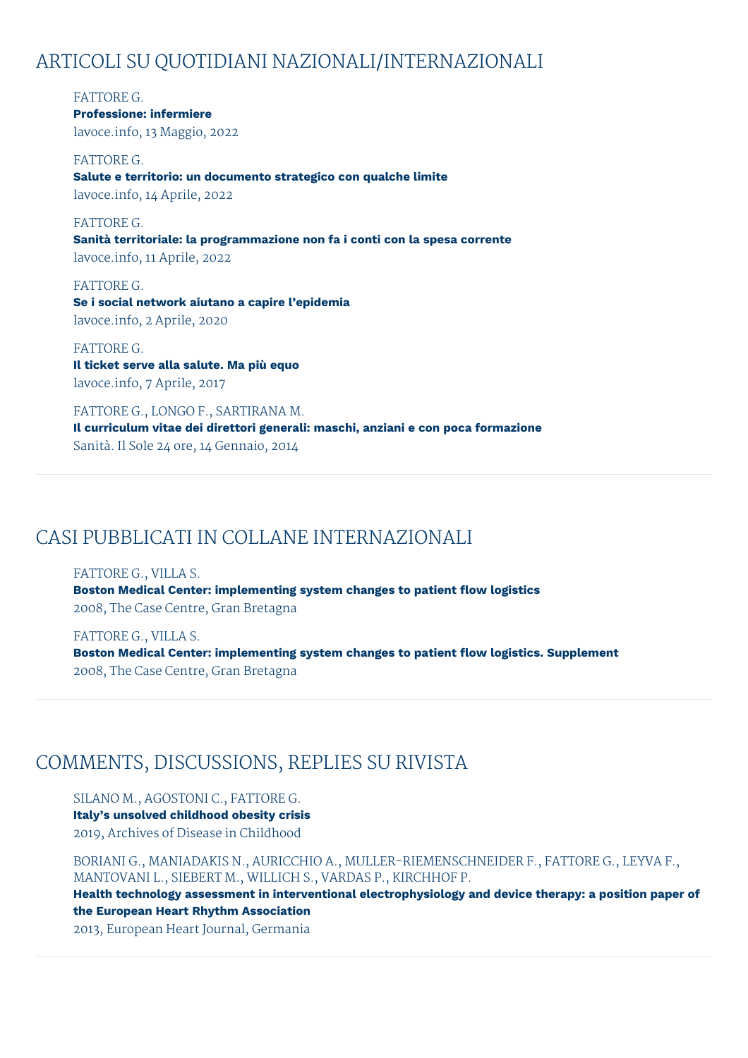## ARTICOLI SU QUOTIDIANI NAZIONALI/INTERNAZIONALI

FATTORE G.
**Professione: infermiere**
lavoce.info, 13 Maggio, 2022

FATTORE G.
**Salute e territorio: un documento strategico con qualche limite**
lavoce.info, 14 Aprile, 2022

FATTORE G.
**Sanità territoriale: la programmazione non fa i conti con la spesa corrente**
lavoce.info, 11 Aprile, 2022

FATTORE G.
**Se i social network aiutano a capire l'epidemia**
lavoce.info, 2 Aprile, 2020

FATTORE G.
**Il ticket serve alla salute. Ma più equo**
lavoce.info, 7 Aprile, 2017

FATTORE G., LONGO F., SARTIRANA M.
**Il curriculum vitae dei direttori generali: maschi, anziani e con poca formazione**
Sanità. Il Sole 24 ore, 14 Gennaio, 2014

## CASI PUBBLICATI IN COLLANE INTERNAZIONALI

FATTORE G., VILLA S.
**Boston Medical Center: implementing system changes to patient flow logistics**
2008, The Case Centre, Gran Bretagna

FATTORE G., VILLA S.
**Boston Medical Center: implementing system changes to patient flow logistics. Supplement**
2008, The Case Centre, Gran Bretagna

## COMMENTS, DISCUSSIONS, REPLIES SU RIVISTA

SILANO M., AGOSTONI C., FATTORE G.
**Italy's unsolved childhood obesity crisis**
2019, Archives of Disease in Childhood

BORIANI G., MANIADAKIS N., AURICCHIO A., MULLER-RIEMENSCHNEIDER F., FATTORE G., LEYVA F., MANTOVANI L., SIEBERT M., WILLICH S., VARDAS P., KIRCHHOF P.
**Health technology assessment in interventional electrophysiology and device therapy: a position paper of the European Heart Rhythm Association**
2013, European Heart Journal, Germania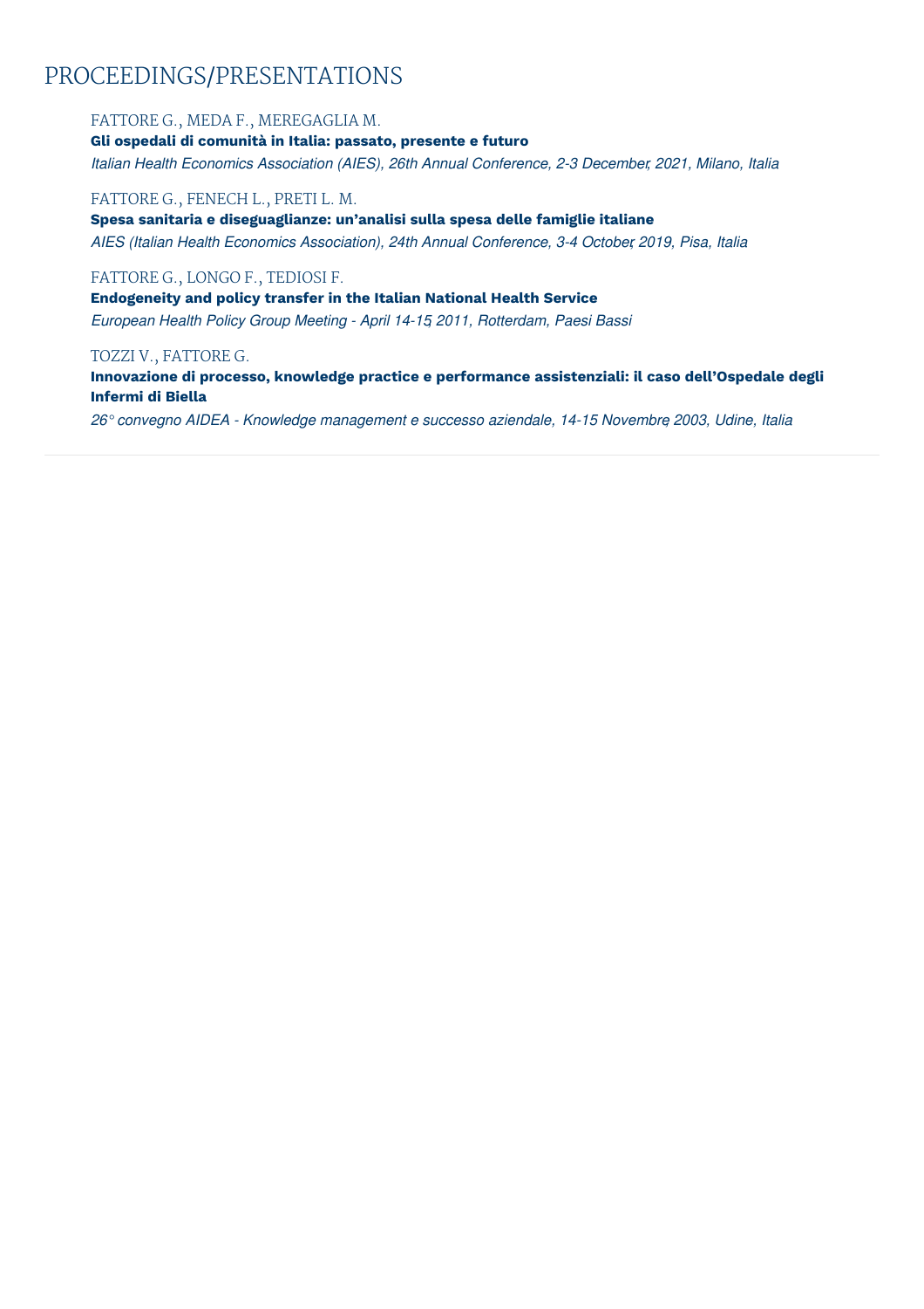# PROCEEDINGS/PRESENTATIONS

FATTORE G., MEDA F., MEREGAGLIA M.
**Gli ospedali di comunità in Italia: passato, presente e futuro**
*Italian Health Economics Association (AIES), 26th Annual Conference, 2-3 December, 2021, Milano, Italia*

FATTORE G., FENECH L., PRETI L. M.
**Spesa sanitaria e diseguaglianze: un'analisi sulla spesa delle famiglie italiane**
*AIES (Italian Health Economics Association), 24th Annual Conference, 3-4 October, 2019, Pisa, Italia*

FATTORE G., LONGO F., TEDIOSI F.
**Endogeneity and policy transfer in the Italian National Health Service**
*European Health Policy Group Meeting - April 14-15, 2011, Rotterdam, Paesi Bassi*

TOZZI V., FATTORE G.
**Innovazione di processo, knowledge practice e performance assistenziali: il caso dell'Ospedale degli Infermi di Biella**
*26° convegno AIDEA - Knowledge management e successo aziendale, 14-15 Novembre, 2003, Udine, Italia*